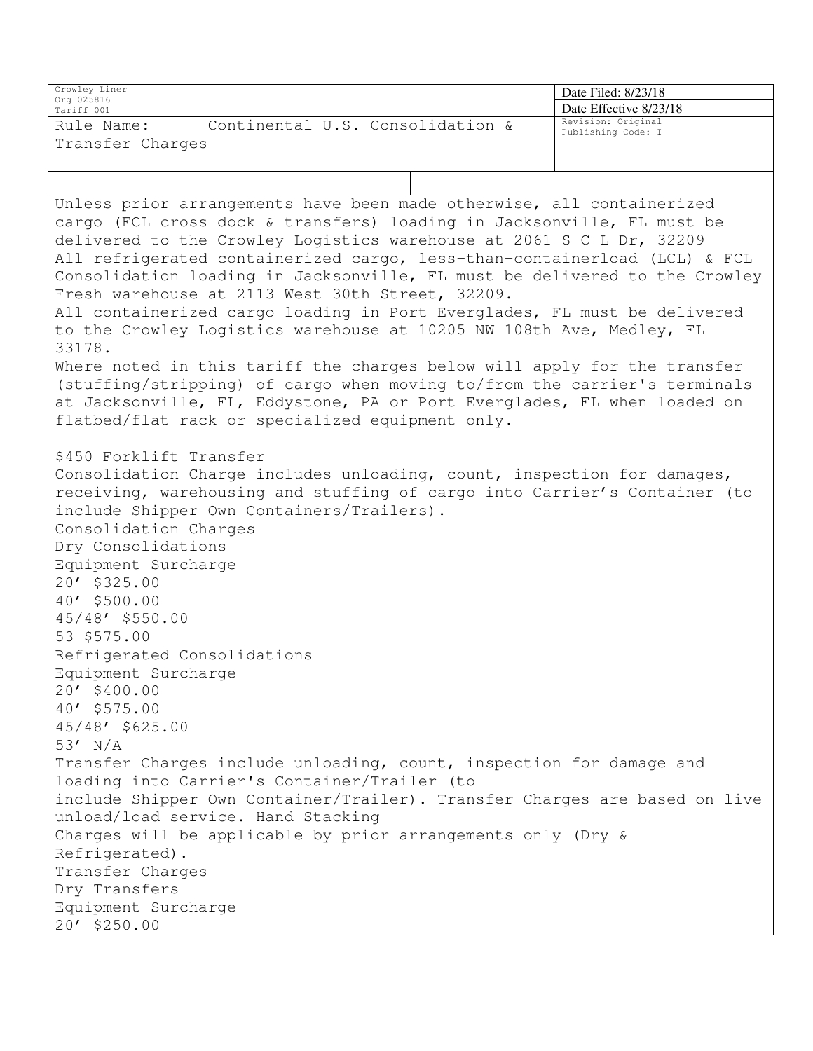| Crowley Liner<br>Org 025816<br>Tariff 001 | Date Filed: 8/23/18<br>Date Effective 8/23/18 |
| --- | --- |
| Rule Name: Continental U.S. Consolidation & Transfer Charges | Revision: Original<br>Publishing Code: I |

Unless prior arrangements have been made otherwise, all containerized cargo (FCL cross dock & transfers) loading in Jacksonville, FL must be delivered to the Crowley Logistics warehouse at 2061 S C L Dr, 32209

All refrigerated containerized cargo, less-than-containerload (LCL) & FCL Consolidation loading in Jacksonville, FL must be delivered to the Crowley Fresh warehouse at 2113 West 30th Street, 32209.

All containerized cargo loading in Port Everglades, FL must be delivered to the Crowley Logistics warehouse at 10205 NW 108th Ave, Medley, FL 33178.

Where noted in this tariff the charges below will apply for the transfer (stuffing/stripping) of cargo when moving to/from the carrier's terminals at Jacksonville, FL, Eddystone, PA or Port Everglades, FL when loaded on flatbed/flat rack or specialized equipment only.

$450 Forklift Transfer

Consolidation Charge includes unloading, count, inspection for damages, receiving, warehousing and stuffing of cargo into Carrier's Container (to include Shipper Own Containers/Trailers).

Consolidation Charges

Dry Consolidations

Equipment Surcharge

20' $325.00

40' $500.00

45/48' $550.00

53 $575.00

Refrigerated Consolidations

Equipment Surcharge

20' $400.00

40' $575.00

45/48' $625.00

53' N/A

Transfer Charges include unloading, count, inspection for damage and loading into Carrier's Container/Trailer (to include Shipper Own Container/Trailer). Transfer Charges are based on live unload/load service. Hand Stacking Charges will be applicable by prior arrangements only (Dry & Refrigerated).

Transfer Charges

Dry Transfers

Equipment Surcharge

20' $250.00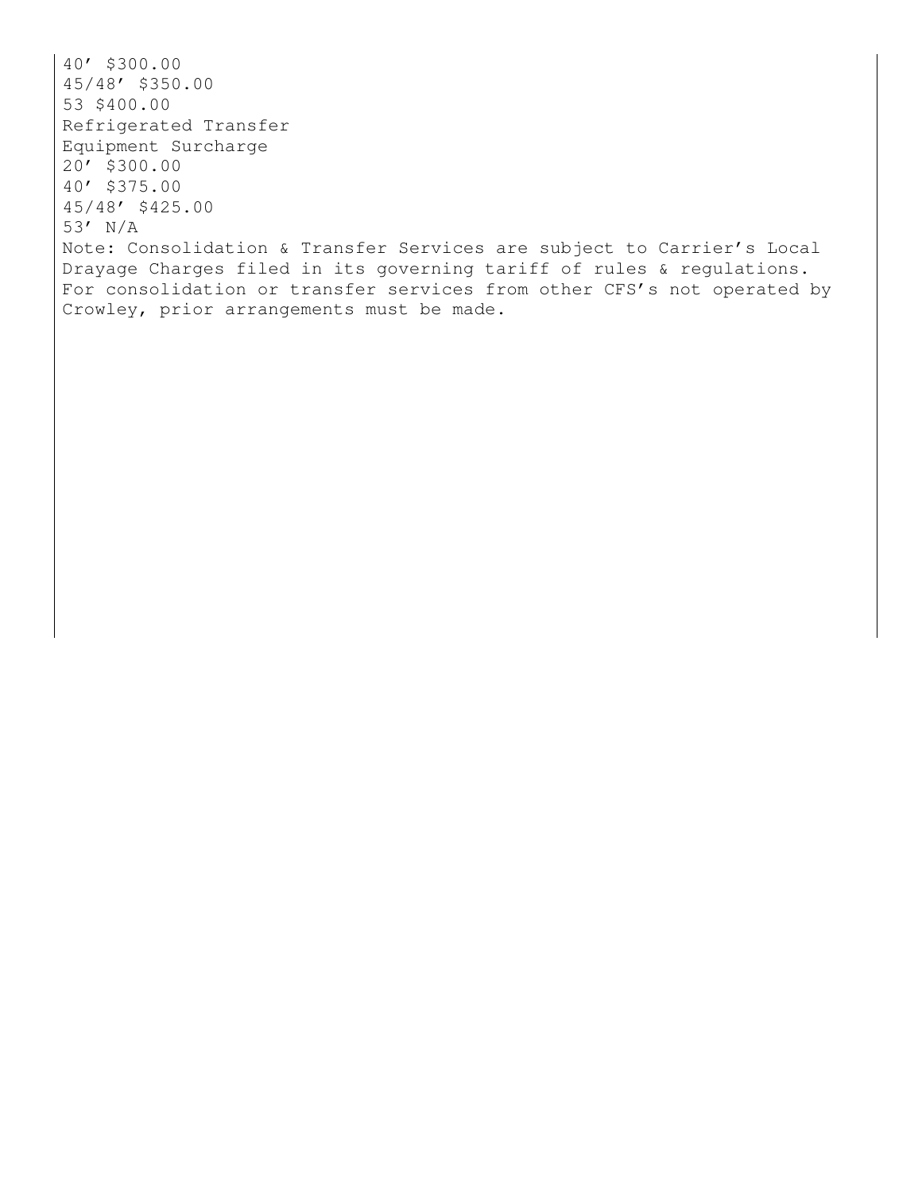40’ $300.00
45/48’ $350.00
53 $400.00
Refrigerated Transfer
Equipment Surcharge
20’ $300.00
40’ $375.00
45/48’ $425.00
53’ N/A
Note: Consolidation & Transfer Services are subject to Carrier’s Local Drayage Charges filed in its governing tariff of rules & regulations. For consolidation or transfer services from other CFS’s not operated by Crowley, prior arrangements must be made.